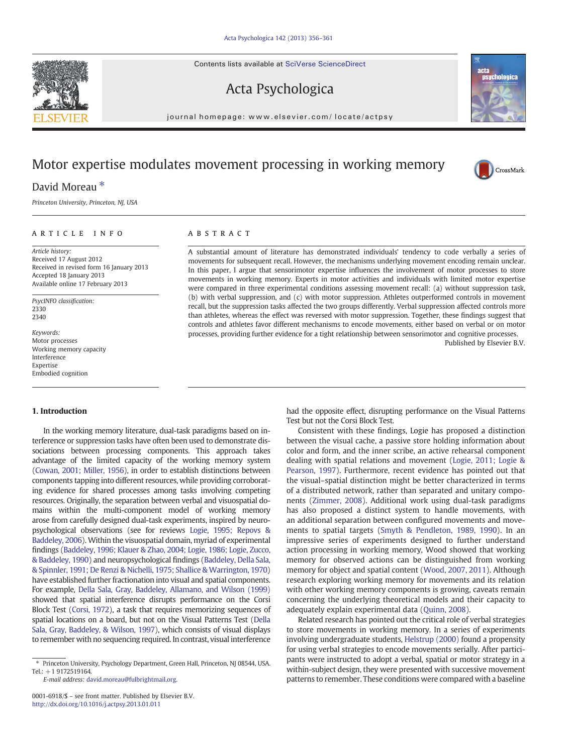# Motor expertise modulates movement processing in working memory

David Moreau *

*Princeton University, Princeton, NJ, USA*

## ARTICLE INFO

*Article history:*
Received 17 August 2012
Received in revised form 16 January 2013
Accepted 18 January 2013
Available online 17 February 2013

*PsycINFO classification:*
2330
2340

*Keywords:*
Motor processes
Working memory capacity
Interference
Expertise
Embodied cognition

## ABSTRACT

A substantial amount of literature has demonstrated individuals' tendency to code verbally a series of movements for subsequent recall. However, the mechanisms underlying movement encoding remain unclear. In this paper, I argue that sensorimotor expertise influences the involvement of motor processes to store movements in working memory. Experts in motor activities and individuals with limited motor expertise were compared in three experimental conditions assessing movement recall: (a) without suppression task, (b) with verbal suppression, and (c) with motor suppression. Athletes outperformed controls in movement recall, but the suppression tasks affected the two groups differently. Verbal suppression affected controls more than athletes, whereas the effect was reversed with motor suppression. Together, these findings suggest that controls and athletes favor different mechanisms to encode movements, either based on verbal or on motor processes, providing further evidence for a tight relationship between sensorimotor and cognitive processes.

Published by Elsevier B.V.

## 1. Introduction

In the working memory literature, dual-task paradigms based on interference or suppression tasks have often been used to demonstrate dissociations between processing components. This approach takes advantage of the limited capacity of the working memory system (Cowan, 2001; Miller, 1956), in order to establish distinctions between components tapping into different resources, while providing corroborating evidence for shared processes among tasks involving competing resources. Originally, the separation between verbal and visuospatial domains within the multi-component model of working memory arose from carefully designed dual-task experiments, inspired by neuropsychological observations (see for reviews Logie, 1995; Repovs & Baddeley, 2006). Within the visuospatial domain, myriad of experimental findings (Baddeley, 1996; Klauer & Zhao, 2004; Logie, 1986; Logie, Zucco, & Baddeley, 1990) and neuropsychological findings (Baddeley, Della Sala, & Spinnler, 1991; De Renzi & Nichelli, 1975; Shallice & Warrington, 1970) have established further fractionation into visual and spatial components. For example, Della Sala, Gray, Baddeley, Allamano, and Wilson (1999) showed that spatial interference disrupts performance on the Corsi Block Test (Corsi, 1972), a task that requires memorizing sequences of spatial locations on a board, but not on the Visual Patterns Test (Della Sala, Gray, Baddeley, & Wilson, 1997), which consists of visual displays to remember with no sequencing required. In contrast, visual interference had the opposite effect, disrupting performance on the Visual Patterns Test but not the Corsi Block Test.

Consistent with these findings, Logie has proposed a distinction between the visual cache, a passive store holding information about color and form, and the inner scribe, an active rehearsal component dealing with spatial relations and movement (Logie, 2011; Logie & Pearson, 1997). Furthermore, recent evidence has pointed out that the visual–spatial distinction might be better characterized in terms of a distributed network, rather than separated and unitary components (Zimmer, 2008). Additional work using dual-task paradigms has also proposed a distinct system to handle movements, with an additional separation between configured movements and movements to spatial targets (Smyth & Pendleton, 1989, 1990). In an impressive series of experiments designed to further understand action processing in working memory, Wood showed that working memory for observed actions can be distinguished from working memory for object and spatial content (Wood, 2007, 2011). Although research exploring working memory for movements and its relation with other working memory components is growing, caveats remain concerning the underlying theoretical models and their capacity to adequately explain experimental data (Quinn, 2008).

Related research has pointed out the critical role of verbal strategies to store movements in working memory. In a series of experiments involving undergraduate students, Helstrup (2000) found a propensity for using verbal strategies to encode movements serially. After participants were instructed to adopt a verbal, spatial or motor strategy in a within-subject design, they were presented with successive movement patterns to remember. These conditions were compared with a baseline

* Princeton University, Psychology Department, Green Hall, Princeton, NJ 08544, USA. Tel.: +1 9172519164.
E-mail address: david.moreau@fulbrightmail.org.

0001-6918/$ – see front matter. Published by Elsevier B.V.
http://dx.doi.org/10.1016/j.actpsy.2013.01.011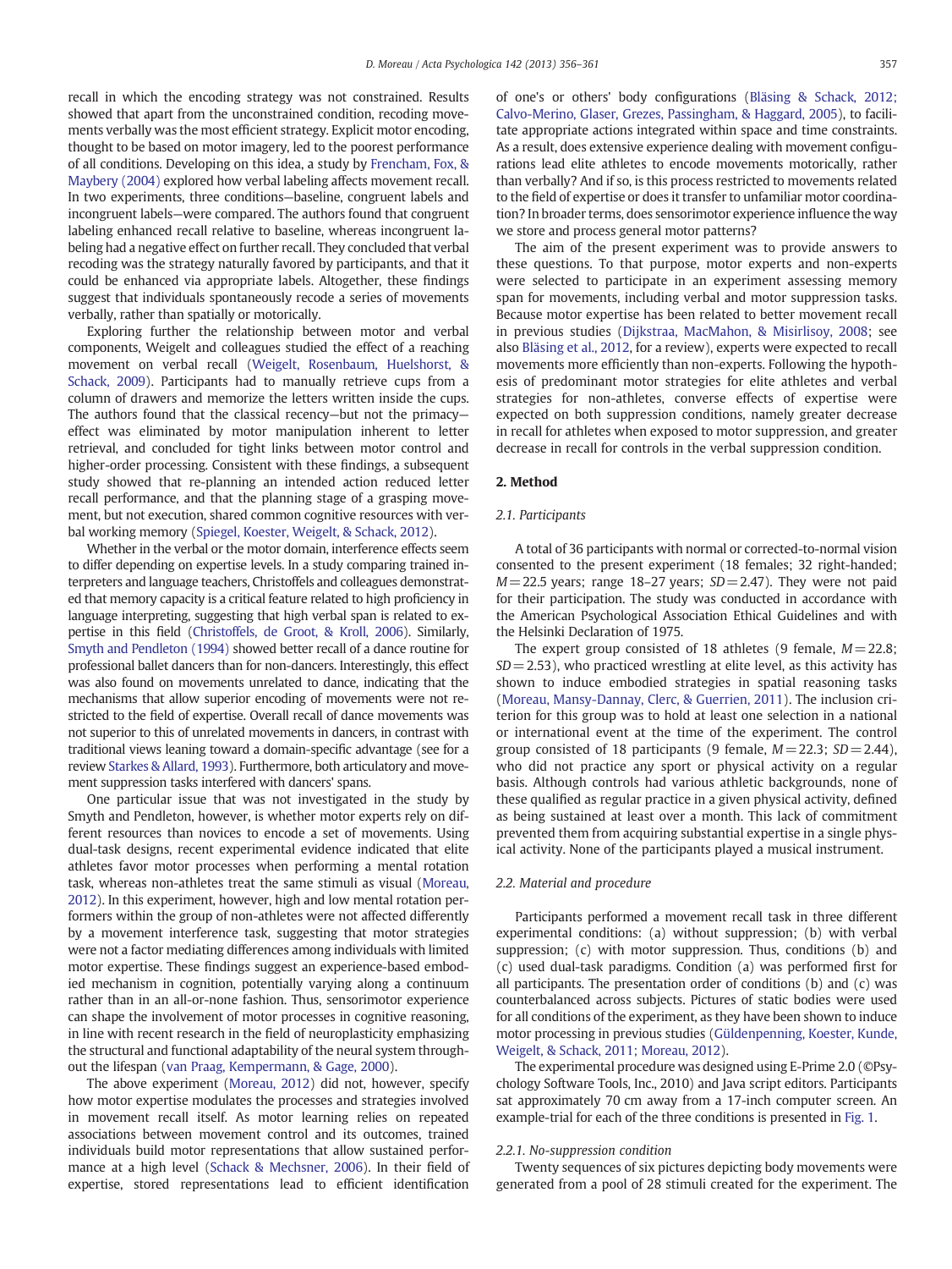recall in which the encoding strategy was not constrained. Results showed that apart from the unconstrained condition, recoding movements verbally was the most efficient strategy. Explicit motor encoding, thought to be based on motor imagery, led to the poorest performance of all conditions. Developing on this idea, a study by Frencham, Fox, & Maybery (2004) explored how verbal labeling affects movement recall. In two experiments, three conditions—baseline, congruent labels and incongruent labels—were compared. The authors found that congruent labeling enhanced recall relative to baseline, whereas incongruent labeling had a negative effect on further recall. They concluded that verbal recoding was the strategy naturally favored by participants, and that it could be enhanced via appropriate labels. Altogether, these findings suggest that individuals spontaneously recode a series of movements verbally, rather than spatially or motorically.

Exploring further the relationship between motor and verbal components, Weigelt and colleagues studied the effect of a reaching movement on verbal recall (Weigelt, Rosenbaum, Huelshorst, & Schack, 2009). Participants had to manually retrieve cups from a column of drawers and memorize the letters written inside the cups. The authors found that the classical recency—but not the primacy—effect was eliminated by motor manipulation inherent to letter retrieval, and concluded for tight links between motor control and higher-order processing. Consistent with these findings, a subsequent study showed that re-planning an intended action reduced letter recall performance, and that the planning stage of a grasping movement, but not execution, shared common cognitive resources with verbal working memory (Spiegel, Koester, Weigelt, & Schack, 2012).

Whether in the verbal or the motor domain, interference effects seem to differ depending on expertise levels. In a study comparing trained interpreters and language teachers, Christoffels and colleagues demonstrated that memory capacity is a critical feature related to high proficiency in language interpreting, suggesting that high verbal span is related to expertise in this field (Christoffels, de Groot, & Kroll, 2006). Similarly, Smyth and Pendleton (1994) showed better recall of a dance routine for professional ballet dancers than for non-dancers. Interestingly, this effect was also found on movements unrelated to dance, indicating that the mechanisms that allow superior encoding of movements were not restricted to the field of expertise. Overall recall of dance movements was not superior to this of unrelated movements in dancers, in contrast with traditional views leaning toward a domain-specific advantage (see for a review Starkes & Allard, 1993). Furthermore, both articulatory and movement suppression tasks interfered with dancers' spans.

One particular issue that was not investigated in the study by Smyth and Pendleton, however, is whether motor experts rely on different resources than novices to encode a set of movements. Using dual-task designs, recent experimental evidence indicated that elite athletes favor motor processes when performing a mental rotation task, whereas non-athletes treat the same stimuli as visual (Moreau, 2012). In this experiment, however, high and low mental rotation performers within the group of non-athletes were not affected differently by a movement interference task, suggesting that motor strategies were not a factor mediating differences among individuals with limited motor expertise. These findings suggest an experience-based embodied mechanism in cognition, potentially varying along a continuum rather than in an all-or-none fashion. Thus, sensorimotor experience can shape the involvement of motor processes in cognitive reasoning, in line with recent research in the field of neuroplasticity emphasizing the structural and functional adaptability of the neural system throughout the lifespan (van Praag, Kempermann, & Gage, 2000).

The above experiment (Moreau, 2012) did not, however, specify how motor expertise modulates the processes and strategies involved in movement recall itself. As motor learning relies on repeated associations between movement control and its outcomes, trained individuals build motor representations that allow sustained performance at a high level (Schack & Mechsner, 2006). In their field of expertise, stored representations lead to efficient identification of one's or others' body configurations (Bläsing & Schack, 2012; Calvo-Merino, Glaser, Grezes, Passingham, & Haggard, 2005), to facilitate appropriate actions integrated within space and time constraints. As a result, does extensive experience dealing with movement configurations lead elite athletes to encode movements motorically, rather than verbally? And if so, is this process restricted to movements related to the field of expertise or does it transfer to unfamiliar motor coordination? In broader terms, does sensorimotor experience influence the way we store and process general motor patterns?

The aim of the present experiment was to provide answers to these questions. To that purpose, motor experts and non-experts were selected to participate in an experiment assessing memory span for movements, including verbal and motor suppression tasks. Because motor expertise has been related to better movement recall in previous studies (Dijkstraa, MacMahon, & Misirlisoy, 2008; see also Bläsing et al., 2012, for a review), experts were expected to recall movements more efficiently than non-experts. Following the hypothesis of predominant motor strategies for elite athletes and verbal strategies for non-athletes, converse effects of expertise were expected on both suppression conditions, namely greater decrease in recall for athletes when exposed to motor suppression, and greater decrease in recall for controls in the verbal suppression condition.

## 2. Method

### 2.1. Participants

A total of 36 participants with normal or corrected-to-normal vision consented to the present experiment (18 females; 32 right-handed; $M = 22.5$ years; range 18–27 years; $SD = 2.47$). They were not paid for their participation. The study was conducted in accordance with the American Psychological Association Ethical Guidelines and with the Helsinki Declaration of 1975.

The expert group consisted of 18 athletes (9 female, $M = 22.8$; $SD = 2.53$), who practiced wrestling at elite level, as this activity has shown to induce embodied strategies in spatial reasoning tasks (Moreau, Mansy-Dannay, Clerc, & Guerrien, 2011). The inclusion criterion for this group was to hold at least one selection in a national or international event at the time of the experiment. The control group consisted of 18 participants (9 female, $M = 22.3$; $SD = 2.44$), who did not practice any sport or physical activity on a regular basis. Although controls had various athletic backgrounds, none of these qualified as regular practice in a given physical activity, defined as being sustained at least over a month. This lack of commitment prevented them from acquiring substantial expertise in a single physical activity. None of the participants played a musical instrument.

### 2.2. Material and procedure

Participants performed a movement recall task in three different experimental conditions: (a) without suppression; (b) with verbal suppression; (c) with motor suppression. Thus, conditions (b) and (c) used dual-task paradigms. Condition (a) was performed first for all participants. The presentation order of conditions (b) and (c) was counterbalanced across subjects. Pictures of static bodies were used for all conditions of the experiment, as they have been shown to induce motor processing in previous studies (Güldenpenning, Koester, Kunde, Weigelt, & Schack, 2011; Moreau, 2012).

The experimental procedure was designed using E-Prime 2.0 (©Psychology Software Tools, Inc., 2010) and Java script editors. Participants sat approximately 70 cm away from a 17-inch computer screen. An example-trial for each of the three conditions is presented in Fig. 1.

#### 2.2.1. No-suppression condition

Twenty sequences of six pictures depicting body movements were generated from a pool of 28 stimuli created for the experiment. The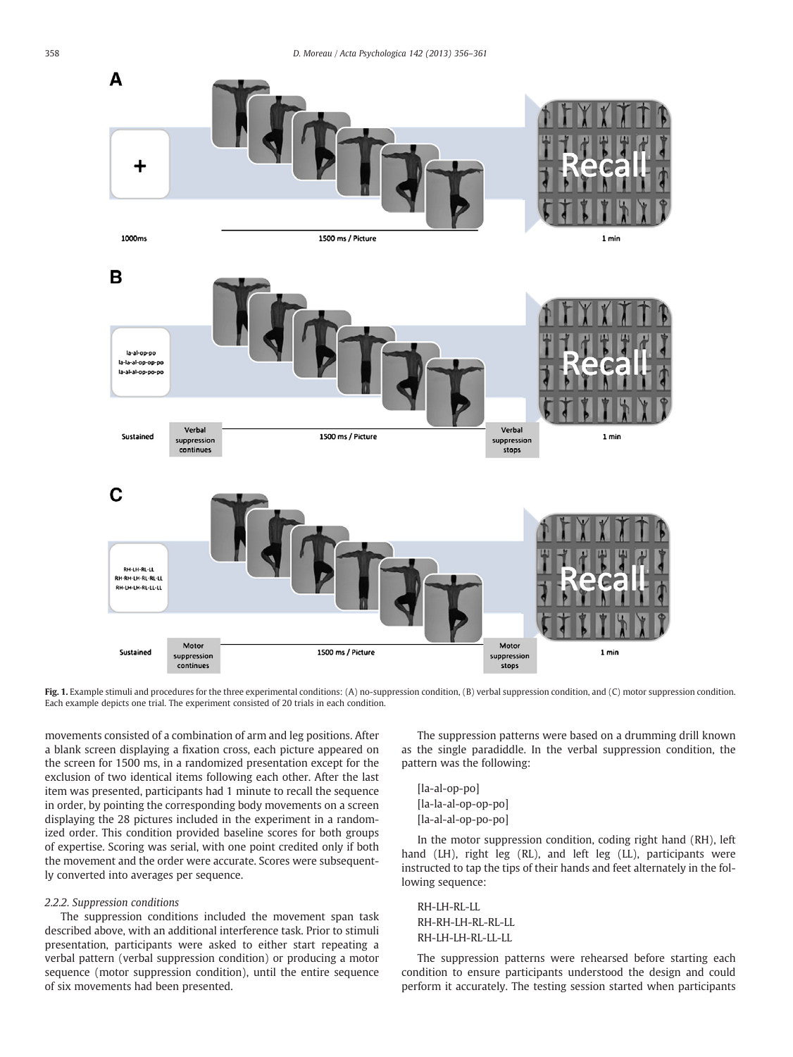**Fig. 1.** Example stimuli and procedures for the three experimental conditions: (A) no-suppression condition, (B) verbal suppression condition, and (C) motor suppression condition. Each example depicts one trial. The experiment consisted of 20 trials in each condition.

movements consisted of a combination of arm and leg positions. After a blank screen displaying a fixation cross, each picture appeared on the screen for 1500 ms, in a randomized presentation except for the exclusion of two identical items following each other. After the last item was presented, participants had 1 minute to recall the sequence in order, by pointing the corresponding body movements on a screen displaying the 28 pictures included in the experiment in a randomized order. This condition provided baseline scores for both groups of expertise. Scoring was serial, with one point credited only if both the movement and the order were accurate. Scores were subsequently converted into averages per sequence.

#### 2.2.2. Suppression conditions

The suppression conditions included the movement span task described above, with an additional interference task. Prior to stimuli presentation, participants were asked to either start repeating a verbal pattern (verbal suppression condition) or producing a motor sequence (motor suppression condition), until the entire sequence of six movements had been presented.

The suppression patterns were based on a drumming drill known as the single paradiddle. In the verbal suppression condition, the pattern was the following:

[la-al-op-po]
[la-la-al-op-op-po]
[la-al-al-op-po-po]

In the motor suppression condition, coding right hand (RH), left hand (LH), right leg (RL), and left leg (LL), participants were instructed to tap the tips of their hands and feet alternately in the following sequence:

RH-LH-RL-LL
RH-RH-LH-RL-RL-LL
RH-LH-LH-RL-LL-LL

The suppression patterns were rehearsed before starting each condition to ensure participants understood the design and could perform it accurately. The testing session started when participants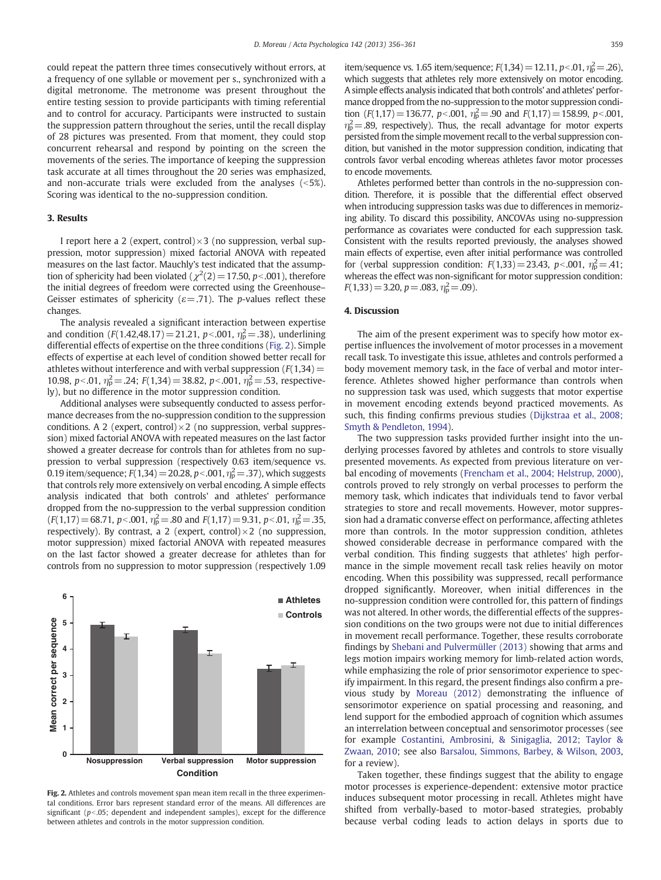could repeat the pattern three times consecutively without errors, at a frequency of one syllable or movement per s., synchronized with a digital metronome. The metronome was present throughout the entire testing session to provide participants with timing referential and to control for accuracy. Participants were instructed to sustain the suppression pattern throughout the series, until the recall display of 28 pictures was presented. From that moment, they could stop concurrent rehearsal and respond by pointing on the screen the movements of the series. The importance of keeping the suppression task accurate at all times throughout the 20 series was emphasized, and non-accurate trials were excluded from the analyses (<5%). Scoring was identical to the no-suppression condition.

## 3. Results

I report here a 2 (expert, control) × 3 (no suppression, verbal suppression, motor suppression) mixed factorial ANOVA with repeated measures on the last factor. Mauchly's test indicated that the assumption of sphericity had been violated ($\chi^2(2) = 17.50$, $p < .001$), therefore the initial degrees of freedom were corrected using the Greenhouse–Geisser estimates of sphericity ($\varepsilon = .71$). The $p$-values reflect these changes.

The analysis revealed a significant interaction between expertise and condition ($F(1.42,48.17) = 21.21$, $p < .001$, $\eta_p^2 = .38$), underlining differential effects of expertise on the three conditions (Fig. 2). Simple effects of expertise at each level of condition showed better recall for athletes without interference and with verbal suppression ($F(1,34) = 10.98$, $p < .01$, $\eta_p^2 = .24$; $F(1,34) = 38.82$, $p < .001$, $\eta_p^2 = .53$, respectively), but no difference in the motor suppression condition.

Additional analyses were subsequently conducted to assess performance decreases from the no-suppression condition to the suppression conditions. A 2 (expert, control) × 2 (no suppression, verbal suppression) mixed factorial ANOVA with repeated measures on the last factor showed a greater decrease for controls than for athletes from no suppression to verbal suppression (respectively 0.63 item/sequence vs. 0.19 item/sequence; $F(1,34) = 20.28$, $p < .001$, $\eta_p^2 = .37$), which suggests that controls rely more extensively on verbal encoding. A simple effects analysis indicated that both controls' and athletes' performance dropped from the no-suppression to the verbal suppression condition ($F(1,17) = 68.71$, $p < .001$, $\eta_p^2 = .80$ and $F(1,17) = 9.31$, $p < .01$, $\eta_p^2 = .35$, respectively). By contrast, a 2 (expert, control) × 2 (no suppression, motor suppression) mixed factorial ANOVA with repeated measures on the last factor showed a greater decrease for athletes than for controls from no suppression to motor suppression (respectively 1.09 item/sequence vs. 1.65 item/sequence; $F(1,34) = 12.11$, $p < .01$, $\eta_p^2 = .26$), which suggests that athletes rely more extensively on motor encoding. A simple effects analysis indicated that both controls' and athletes' performance dropped from the no-suppression to the motor suppression condition ($F(1,17) = 136.77$, $p < .001$, $\eta_p^2 = .90$ and $F(1,17) = 158.99$, $p < .001$, $\eta_p^2 = .89$, respectively). Thus, the recall advantage for motor experts persisted from the simple movement recall to the verbal suppression condition, but vanished in the motor suppression condition, indicating that controls favor verbal encoding whereas athletes favor motor processes to encode movements.

Athletes performed better than controls in the no-suppression condition. Therefore, it is possible that the differential effect observed when introducing suppression tasks was due to differences in memorizing ability. To discard this possibility, ANCOVAs using no-suppression performance as covariates were conducted for each suppression task. Consistent with the results reported previously, the analyses showed main effects of expertise, even after initial performance was controlled for (verbal suppression condition: $F(1,33) = 23.43$, $p < .001$, $\eta_p^2 = .41$; whereas the effect was non-significant for motor suppression condition: $F(1,33) = 3.20$, $p = .083$, $\eta_p^2 = .09$).

Fig. 2. Athletes and controls movement span mean item recall in the three experimental conditions. Error bars represent standard error of the means. All differences are significant ($p < .05$; dependent and independent samples), except for the difference between athletes and controls in the motor suppression condition.

## 4. Discussion

The aim of the present experiment was to specify how motor expertise influences the involvement of motor processes in a movement recall task. To investigate this issue, athletes and controls performed a body movement memory task, in the face of verbal and motor interference. Athletes showed higher performance than controls when no suppression task was used, which suggests that motor expertise in movement encoding extends beyond practiced movements. As such, this finding confirms previous studies (Dijkstraa et al., 2008; Smyth & Pendleton, 1994).

The two suppression tasks provided further insight into the underlying processes favored by athletes and controls to store visually presented movements. As expected from previous literature on verbal encoding of movements (Frencham et al., 2004; Helstrup, 2000), controls proved to rely strongly on verbal processes to perform the memory task, which indicates that individuals tend to favor verbal strategies to store and recall movements. However, motor suppression had a dramatic converse effect on performance, affecting athletes more than controls. In the motor suppression condition, athletes showed considerable decrease in performance compared with the verbal condition. This finding suggests that athletes' high performance in the simple movement recall task relies heavily on motor encoding. When this possibility was suppressed, recall performance dropped significantly. Moreover, when initial differences in the no-suppression condition were controlled for, this pattern of findings was not altered. In other words, the differential effects of the suppression conditions on the two groups were not due to initial differences in movement recall performance. Together, these results corroborate findings by Shebani and Pulvermüller (2013) showing that arms and legs motion impairs working memory for limb-related action words, while emphasizing the role of prior sensorimotor experience to specify impairment. In this regard, the present findings also confirm a previous study by Moreau (2012) demonstrating the influence of sensorimotor experience on spatial processing and reasoning, and lend support for the embodied approach of cognition which assumes an interrelation between conceptual and sensorimotor processes (see for example Costantini, Ambrosini, & Sinigaglia, 2012; Taylor & Zwaan, 2010; see also Barsalou, Simmons, Barbey, & Wilson, 2003, for a review).

Taken together, these findings suggest that the ability to engage motor processes is experience-dependent: extensive motor practice induces subsequent motor processing in recall. Athletes might have shifted from verbally-based to motor-based strategies, probably because verbal coding leads to action delays in sports due to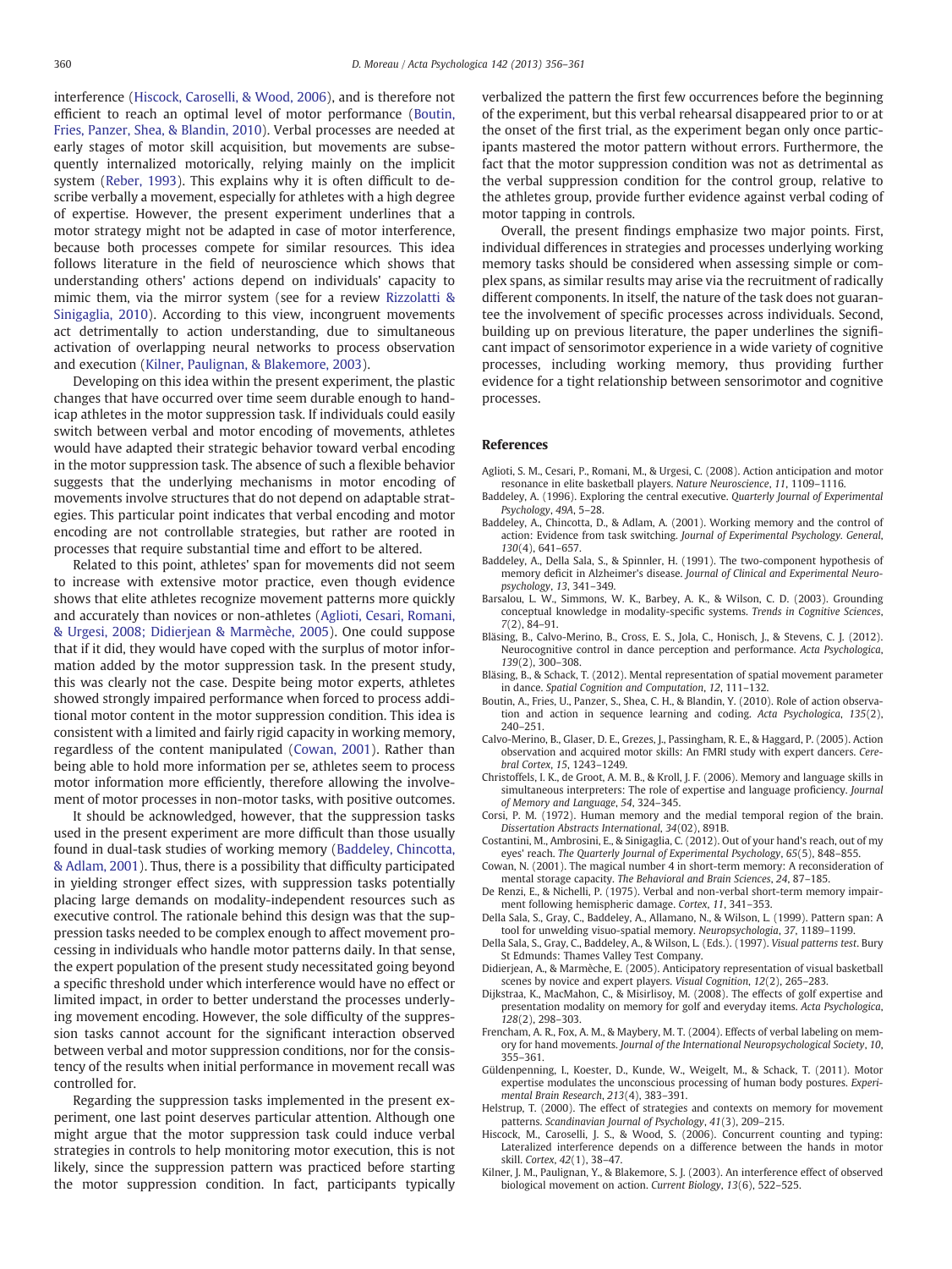interference (Hiscock, Caroselli, & Wood, 2006), and is therefore not efficient to reach an optimal level of motor performance (Boutin, Fries, Panzer, Shea, & Blandin, 2010). Verbal processes are needed at early stages of motor skill acquisition, but movements are subsequently internalized motorically, relying mainly on the implicit system (Reber, 1993). This explains why it is often difficult to describe verbally a movement, especially for athletes with a high degree of expertise. However, the present experiment underlines that a motor strategy might not be adapted in case of motor interference, because both processes compete for similar resources. This idea follows literature in the field of neuroscience which shows that understanding others' actions depend on individuals' capacity to mimic them, via the mirror system (see for a review Rizzolatti & Sinigaglia, 2010). According to this view, incongruent movements act detrimentally to action understanding, due to simultaneous activation of overlapping neural networks to process observation and execution (Kilner, Paulignan, & Blakemore, 2003).

Developing on this idea within the present experiment, the plastic changes that have occurred over time seem durable enough to handicap athletes in the motor suppression task. If individuals could easily switch between verbal and motor encoding of movements, athletes would have adapted their strategic behavior toward verbal encoding in the motor suppression task. The absence of such a flexible behavior suggests that the underlying mechanisms in motor encoding of movements involve structures that do not depend on adaptable strategies. This particular point indicates that verbal encoding and motor encoding are not controllable strategies, but rather are rooted in processes that require substantial time and effort to be altered.

Related to this point, athletes' span for movements did not seem to increase with extensive motor practice, even though evidence shows that elite athletes recognize movement patterns more quickly and accurately than novices or non-athletes (Aglioti, Cesari, Romani, & Urgesi, 2008; Didierjean & Marmèche, 2005). One could suppose that if it did, they would have coped with the surplus of motor information added by the motor suppression task. In the present study, this was clearly not the case. Despite being motor experts, athletes showed strongly impaired performance when forced to process additional motor content in the motor suppression condition. This idea is consistent with a limited and fairly rigid capacity in working memory, regardless of the content manipulated (Cowan, 2001). Rather than being able to hold more information per se, athletes seem to process motor information more efficiently, therefore allowing the involvement of motor processes in non-motor tasks, with positive outcomes.

It should be acknowledged, however, that the suppression tasks used in the present experiment are more difficult than those usually found in dual-task studies of working memory (Baddeley, Chincotta, & Adlam, 2001). Thus, there is a possibility that difficulty participated in yielding stronger effect sizes, with suppression tasks potentially placing large demands on modality-independent resources such as executive control. The rationale behind this design was that the suppression tasks needed to be complex enough to affect movement processing in individuals who handle motor patterns daily. In that sense, the expert population of the present study necessitated going beyond a specific threshold under which interference would have no effect or limited impact, in order to better understand the processes underlying movement encoding. However, the sole difficulty of the suppression tasks cannot account for the significant interaction observed between verbal and motor suppression conditions, nor for the consistency of the results when initial performance in movement recall was controlled for.

Regarding the suppression tasks implemented in the present experiment, one last point deserves particular attention. Although one might argue that the motor suppression task could induce verbal strategies in controls to help monitoring motor execution, this is not likely, since the suppression pattern was practiced before starting the motor suppression condition. In fact, participants typically verbalized the pattern the first few occurrences before the beginning of the experiment, but this verbal rehearsal disappeared prior to or at the onset of the first trial, as the experiment began only once participants mastered the motor pattern without errors. Furthermore, the fact that the motor suppression condition was not as detrimental as the verbal suppression condition for the control group, relative to the athletes group, provide further evidence against verbal coding of motor tapping in controls.

Overall, the present findings emphasize two major points. First, individual differences in strategies and processes underlying working memory tasks should be considered when assessing simple or complex spans, as similar results may arise via the recruitment of radically different components. In itself, the nature of the task does not guarantee the involvement of specific processes across individuals. Second, building up on previous literature, the paper underlines the significant impact of sensorimotor experience in a wide variety of cognitive processes, including working memory, thus providing further evidence for a tight relationship between sensorimotor and cognitive processes.

## References

Aglioti, S. M., Cesari, P., Romani, M., & Urgesi, C. (2008). Action anticipation and motor resonance in elite basketball players. *Nature Neuroscience*, *11*, 1109–1116.

Baddeley, A. (1996). Exploring the central executive. *Quarterly Journal of Experimental Psychology*, *49A*, 5–28.

Baddeley, A., Chincotta, D., & Adlam, A. (2001). Working memory and the control of action: Evidence from task switching. *Journal of Experimental Psychology. General*, *130*(4), 641–657.

Baddeley, A., Della Sala, S., & Spinnler, H. (1991). The two-component hypothesis of memory deficit in Alzheimer's disease. *Journal of Clinical and Experimental Neuropsychology*, *13*, 341–349.

Barsalou, L. W., Simmons, W. K., Barbey, A. K., & Wilson, C. D. (2003). Grounding conceptual knowledge in modality-specific systems. *Trends in Cognitive Sciences*, *7*(2), 84–91.

Bläsing, B., Calvo-Merino, B., Cross, E. S., Jola, C., Honisch, J., & Stevens, C. J. (2012). Neurocognitive control in dance perception and performance. *Acta Psychologica*, *139*(2), 300–308.

Bläsing, B., & Schack, T. (2012). Mental representation of spatial movement parameter in dance. *Spatial Cognition and Computation*, *12*, 111–132.

Boutin, A., Fries, U., Panzer, S., Shea, C. H., & Blandin, Y. (2010). Role of action observation and action in sequence learning and coding. *Acta Psychologica*, *135*(2), 240–251.

Calvo-Merino, B., Glaser, D. E., Grezes, J., Passingham, R. E., & Haggard, P. (2005). Action observation and acquired motor skills: An FMRI study with expert dancers. *Cerebral Cortex*, *15*, 1243–1249.

Christoffels, I. K., de Groot, A. M. B., & Kroll, J. F. (2006). Memory and language skills in simultaneous interpreters: The role of expertise and language proficiency. *Journal of Memory and Language*, *54*, 324–345.

Corsi, P. M. (1972). Human memory and the medial temporal region of the brain. *Dissertation Abstracts International*, *34*(02), 891B.

Costantini, M., Ambrosini, E., & Sinigaglia, C. (2012). Out of your hand's reach, out of my eyes' reach. *The Quarterly Journal of Experimental Psychology*, *65*(5), 848–855.

Cowan, N. (2001). The magical number 4 in short-term memory: A reconsideration of mental storage capacity. *The Behavioral and Brain Sciences*, *24*, 87–185.

De Renzi, E., & Nichelli, P. (1975). Verbal and non-verbal short-term memory impairment following hemispheric damage. *Cortex*, *11*, 341–353.

Della Sala, S., Gray, C., Baddeley, A., Allamano, N., & Wilson, L. (1999). Pattern span: A tool for unwelding visuo-spatial memory. *Neuropsychologia*, *37*, 1189–1199.

Della Sala, S., Gray, C., Baddeley, A., & Wilson, L. (Eds.). (1997). *Visual patterns test*. Bury St Edmunds: Thames Valley Test Company.

Didierjean, A., & Marmèche, E. (2005). Anticipatory representation of visual basketball scenes by novice and expert players. *Visual Cognition*, *12*(2), 265–283.

Dijkstraa, K., MacMahon, C., & Misirlisoy, M. (2008). The effects of golf expertise and presentation modality on memory for golf and everyday items. *Acta Psychologica*, *128*(2), 298–303.

Frencham, A. R., Fox, A. M., & Maybery, M. T. (2004). Effects of verbal labeling on memory for hand movements. *Journal of the International Neuropsychological Society*, *10*, 355–361.

Güldenpenning, I., Koester, D., Kunde, W., Weigelt, M., & Schack, T. (2011). Motor expertise modulates the unconscious processing of human body postures. *Experimental Brain Research*, *213*(4), 383–391.

Helstrup, T. (2000). The effect of strategies and contexts on memory for movement patterns. *Scandinavian Journal of Psychology*, *41*(3), 209–215.

Hiscock, M., Caroselli, J. S., & Wood, S. (2006). Concurrent counting and typing: Lateralized interference depends on a difference between the hands in motor skill. *Cortex*, *42*(1), 38–47.

Kilner, J. M., Paulignan, Y., & Blakemore, S. J. (2003). An interference effect of observed biological movement on action. *Current Biology*, *13*(6), 522–525.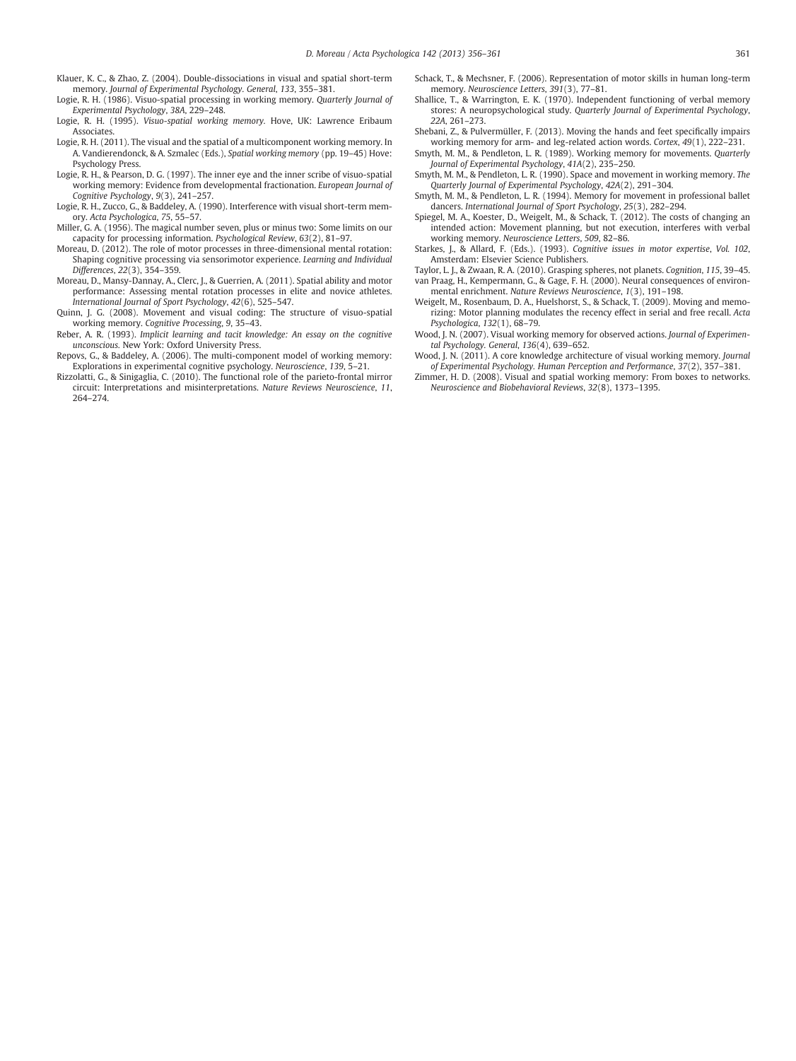Klauer, K. C., & Zhao, Z. (2004). Double-dissociations in visual and spatial short-term memory. *Journal of Experimental Psychology. General*, *133*, 355–381.

Logie, R. H. (1986). Visuo-spatial processing in working memory. *Quarterly Journal of Experimental Psychology*, *38A*, 229–248.

Logie, R. H. (1995). *Visuo-spatial working memory*. Hove, UK: Lawrence Eribaum Associates.

Logie, R. H. (2011). The visual and the spatial of a multicomponent working memory. In A. Vandierendonck, & A. Szmalec (Eds.), *Spatial working memory* (pp. 19–45) Hove: Psychology Press.

Logie, R. H., & Pearson, D. G. (1997). The inner eye and the inner scribe of visuo-spatial working memory: Evidence from developmental fractionation. *European Journal of Cognitive Psychology*, *9*(3), 241–257.

Logie, R. H., Zucco, G., & Baddeley, A. (1990). Interference with visual short-term memory. *Acta Psychologica*, *75*, 55–57.

Miller, G. A. (1956). The magical number seven, plus or minus two: Some limits on our capacity for processing information. *Psychological Review*, *63*(2), 81–97.

Moreau, D. (2012). The role of motor processes in three-dimensional mental rotation: Shaping cognitive processing via sensorimotor experience. *Learning and Individual Differences*, *22*(3), 354–359.

Moreau, D., Mansy-Dannay, A., Clerc, J., & Guerrien, A. (2011). Spatial ability and motor performance: Assessing mental rotation processes in elite and novice athletes. *International Journal of Sport Psychology*, *42*(6), 525–547.

Quinn, J. G. (2008). Movement and visual coding: The structure of visuo-spatial working memory. *Cognitive Processing*, *9*, 35–43.

Reber, A. R. (1993). *Implicit learning and tacit knowledge: An essay on the cognitive unconscious*. New York: Oxford University Press.

Repovs, G., & Baddeley, A. (2006). The multi-component model of working memory: Explorations in experimental cognitive psychology. *Neuroscience*, *139*, 5–21.

Rizzolatti, G., & Sinigaglia, C. (2010). The functional role of the parieto-frontal mirror circuit: Interpretations and misinterpretations. *Nature Reviews Neuroscience*, *11*, 264–274.

Schack, T., & Mechsner, F. (2006). Representation of motor skills in human long-term memory. *Neuroscience Letters*, *391*(3), 77–81.

Shallice, T., & Warrington, E. K. (1970). Independent functioning of verbal memory stores: A neuropsychological study. *Quarterly Journal of Experimental Psychology*, *22A*, 261–273.

Shebani, Z., & Pulvermüller, F. (2013). Moving the hands and feet specifically impairs working memory for arm- and leg-related action words. *Cortex*, *49*(1), 222–231.

Smyth, M. M., & Pendleton, L. R. (1989). Working memory for movements. *Quarterly Journal of Experimental Psychology*, *41A*(2), 235–250.

Smyth, M. M., & Pendleton, L. R. (1990). Space and movement in working memory. *The Quarterly Journal of Experimental Psychology*, *42A*(2), 291–304.

Smyth, M. M., & Pendleton, L. R. (1994). Memory for movement in professional ballet dancers. *International Journal of Sport Psychology*, *25*(3), 282–294.

Spiegel, M. A., Koester, D., Weigelt, M., & Schack, T. (2012). The costs of changing an intended action: Movement planning, but not execution, interferes with verbal working memory. *Neuroscience Letters*, *509*, 82–86.

Starkes, J., & Allard, F. (Eds.). (1993). *Cognitive issues in motor expertise*, *Vol. 102*, Amsterdam: Elsevier Science Publishers.

Taylor, L. J., & Zwaan, R. A. (2010). Grasping spheres, not planets. *Cognition*, *115*, 39–45.

van Praag, H., Kempermann, G., & Gage, F. H. (2000). Neural consequences of environmental enrichment. *Nature Reviews Neuroscience*, *1*(3), 191–198.

Weigelt, M., Rosenbaum, D. A., Huelshorst, S., & Schack, T. (2009). Moving and memorizing: Motor planning modulates the recency effect in serial and free recall. *Acta Psychologica*, *132*(1), 68–79.

Wood, J. N. (2007). Visual working memory for observed actions. *Journal of Experimental Psychology. General*, *136*(4), 639–652.

Wood, J. N. (2011). A core knowledge architecture of visual working memory. *Journal of Experimental Psychology. Human Perception and Performance*, *37*(2), 357–381.

Zimmer, H. D. (2008). Visual and spatial working memory: From boxes to networks. *Neuroscience and Biobehavioral Reviews*, *32*(8), 1373–1395.